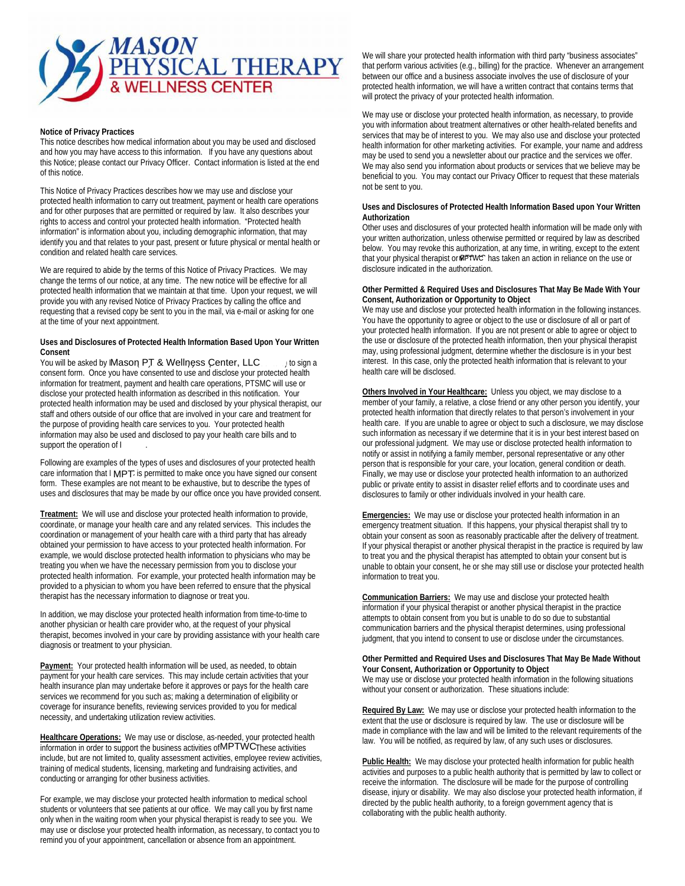# MASON PHYSICAL THERAPY & WELLNESS CENTER

**Notice of Privacy Practices**

This notice describes how medical information about you may be used and disclosed and how you may have access to this information. If you have any questions about this Notice; please contact our Privacy Officer. Contact information is listed at the end of this notice.

This Notice of Privacy Practices describes how we may use and disclose your protected health information to carry out treatment, payment or health care operations and for other purposes that are permitted or required by law. It also describes your rights to access and control your protected health information. "Protected health information" is information about you, including demographic information, that may identify you and that relates to your past, present or future physical or mental health or condition and related health care services.

We are required to abide by the terms of this Notice of Privacy Practices. We may change the terms of our notice, at any time. The new notice will be effective for all protected health information that we maintain at that time. Upon your request, we will provide you with any revised Notice of Privacy Practices by calling the office and requesting that a revised copy be sent to you in the mail, via e-mail or asking for one at the time of your next appointment.

**Uses and Disclosures of Protected Health Information Based Upon Your Written Consent**

You will be asked by Mason PT & Wellness Center, LLC to sign a consent form. Once you have consented to use and disclose your protected health information for treatment, payment and health care operations, PTSMC will use or disclose your protected health information as described in this notification. Your protected health information may be used and disclosed by your physical therapist, our staff and others outside of our office that are involved in your care and treatment for the purpose of providing health care services to you. Your protected health information may also be used and disclosed to pay your health care bills and to support the operation of .

Following are examples of the types of uses and disclosures of your protected health care information that MPT is permitted to make once you have signed our consent form. These examples are not meant to be exhaustive, but to describe the types of uses and disclosures that may be made by our office once you have provided consent.

**Treatment:** We will use and disclose your protected health information to provide, coordinate, or manage your health care and any related services. This includes the coordination or management of your health care with a third party that has already obtained your permission to have access to your protected health information. For example, we would disclose protected health information to physicians who may be treating you when we have the necessary permission from you to disclose your protected health information. For example, your protected health information may be provided to a physician to whom you have been referred to ensure that the physical therapist has the necessary information to diagnose or treat you.

In addition, we may disclose your protected health information from time-to-time to another physician or health care provider who, at the request of your physical therapist, becomes involved in your care by providing assistance with your health care diagnosis or treatment to your physician.

**Payment:** Your protected health information will be used, as needed, to obtain payment for your health care services. This may include certain activities that your health insurance plan may undertake before it approves or pays for the health care services we recommend for you such as; making a determination of eligibility or coverage for insurance benefits, reviewing services provided to you for medical necessity, and undertaking utilization review activities.

**Healthcare Operations:** We may use or disclose, as-needed, your protected health information in order to support the business activities of MPTWC These activities include, but are not limited to, quality assessment activities, employee review activities, training of medical students, licensing, marketing and fundraising activities, and conducting or arranging for other business activities.

For example, we may disclose your protected health information to medical school students or volunteers that see patients at our office. We may call you by first name only when in the waiting room when your physical therapist is ready to see you. We may use or disclose your protected health information, as necessary, to contact you to remind you of your appointment, cancellation or absence from an appointment.

We will share your protected health information with third party "business associates" that perform various activities (e.g., billing) for the practice. Whenever an arrangement between our office and a business associate involves the use of disclosure of your protected health information, we will have a written contract that contains terms that will protect the privacy of your protected health information.

We may use or disclose your protected health information, as necessary, to provide you with information about treatment alternatives or other health-related benefits and services that may be of interest to you. We may also use and disclose your protected health information for other marketing activities. For example, your name and address may be used to send you a newsletter about our practice and the services we offer. We may also send you information about products or services that we believe may be beneficial to you. You may contact our Privacy Officer to request that these materials not be sent to you.

**Uses and Disclosures of Protected Health Information Based upon Your Written Authorization**

Other uses and disclosures of your protected health information will be made only with your written authorization, unless otherwise permitted or required by law as described below. You may revoke this authorization, at any time, in writing, except to the extent that your physical therapist or MPTWC has taken an action in reliance on the use or disclosure indicated in the authorization.

**Other Permitted & Required Uses and Disclosures That May Be Made With Your Consent, Authorization or Opportunity to Object**

We may use and disclose your protected health information in the following instances. You have the opportunity to agree or object to the use or disclosure of all or part of your protected health information. If you are not present or able to agree or object to the use or disclosure of the protected health information, then your physical therapist may, using professional judgment, determine whether the disclosure is in your best interest. In this case, only the protected health information that is relevant to your health care will be disclosed.

**Others Involved in Your Healthcare:** Unless you object, we may disclose to a member of your family, a relative, a close friend or any other person you identify, your protected health information that directly relates to that person's involvement in your health care. If you are unable to agree or object to such a disclosure, we may disclose such information as necessary if we determine that it is in your best interest based on our professional judgment. We may use or disclose protected health information to notify or assist in notifying a family member, personal representative or any other person that is responsible for your care, your location, general condition or death. Finally, we may use or disclose your protected health information to an authorized public or private entity to assist in disaster relief efforts and to coordinate uses and disclosures to family or other individuals involved in your health care.

**Emergencies:** We may use or disclose your protected health information in an emergency treatment situation. If this happens, your physical therapist shall try to obtain your consent as soon as reasonably practicable after the delivery of treatment. If your physical therapist or another physical therapist in the practice is required by law to treat you and the physical therapist has attempted to obtain your consent but is unable to obtain your consent, he or she may still use or disclose your protected health information to treat you.

**Communication Barriers:** We may use and disclose your protected health information if your physical therapist or another physical therapist in the practice attempts to obtain consent from you but is unable to do so due to substantial communication barriers and the physical therapist determines, using professional judgment, that you intend to consent to use or disclose under the circumstances.

**Other Permitted and Required Uses and Disclosures That May Be Made Without Your Consent, Authorization or Opportunity to Object**

We may use or disclose your protected health information in the following situations without your consent or authorization. These situations include:

**Required By Law:** We may use or disclose your protected health information to the extent that the use or disclosure is required by law. The use or disclosure will be made in compliance with the law and will be limited to the relevant requirements of the law. You will be notified, as required by law, of any such uses or disclosures.

**Public Health:** We may disclose your protected health information for public health activities and purposes to a public health authority that is permitted by law to collect or receive the information. The disclosure will be made for the purpose of controlling disease, injury or disability. We may also disclose your protected health information, if directed by the public health authority, to a foreign government agency that is collaborating with the public health authority.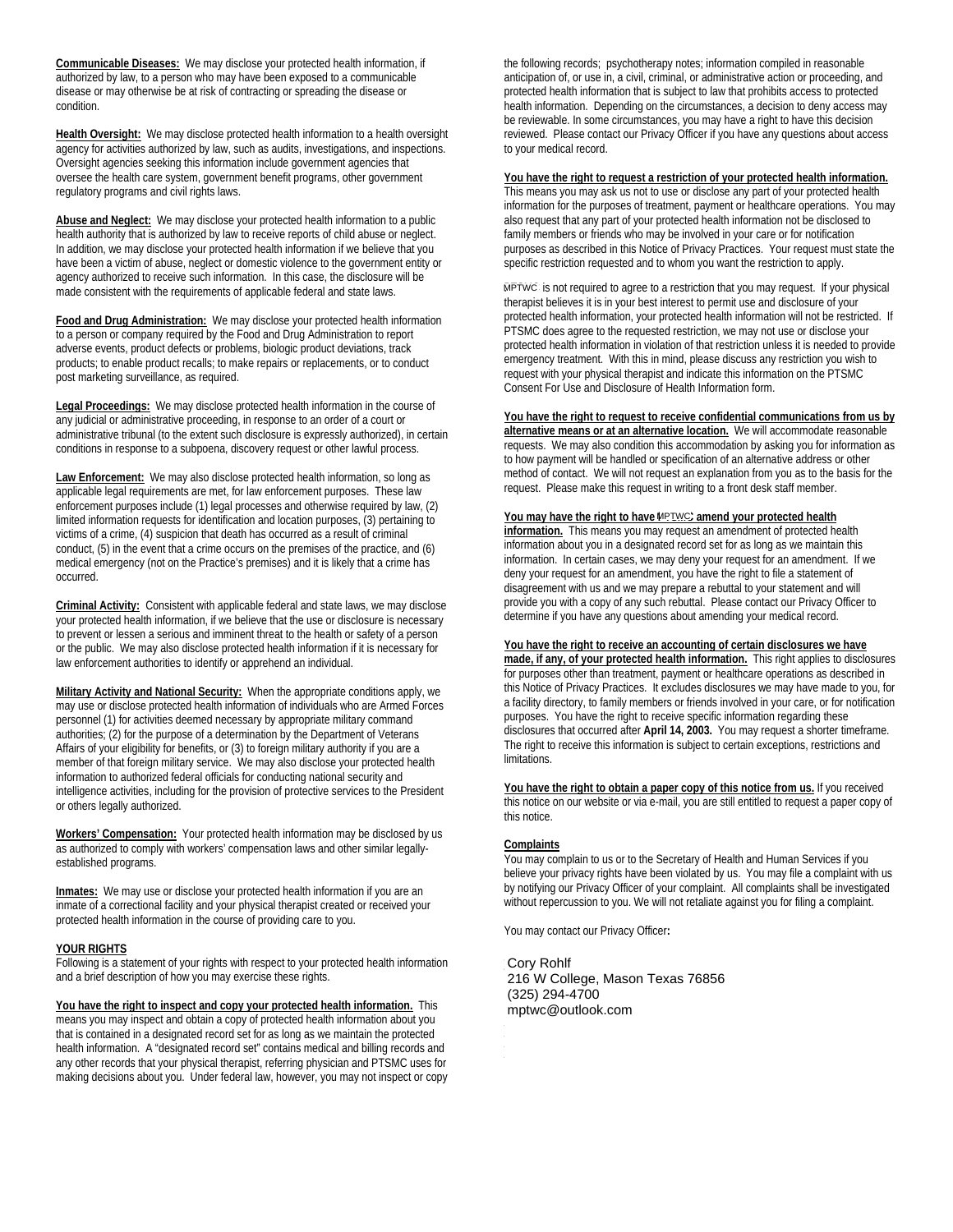**Communicable Diseases:** We may disclose your protected health information, if authorized by law, to a person who may have been exposed to a communicable disease or may otherwise be at risk of contracting or spreading the disease or condition.

**Health Oversight:** We may disclose protected health information to a health oversight agency for activities authorized by law, such as audits, investigations, and inspections. Oversight agencies seeking this information include government agencies that oversee the health care system, government benefit programs, other government regulatory programs and civil rights laws.

**Abuse and Neglect:** We may disclose your protected health information to a public health authority that is authorized by law to receive reports of child abuse or neglect. In addition, we may disclose your protected health information if we believe that you have been a victim of abuse, neglect or domestic violence to the government entity or agency authorized to receive such information. In this case, the disclosure will be made consistent with the requirements of applicable federal and state laws.

**Food and Drug Administration:** We may disclose your protected health information to a person or company required by the Food and Drug Administration to report adverse events, product defects or problems, biologic product deviations, track products; to enable product recalls; to make repairs or replacements, or to conduct post marketing surveillance, as required.

**Legal Proceedings:** We may disclose protected health information in the course of any judicial or administrative proceeding, in response to an order of a court or administrative tribunal (to the extent such disclosure is expressly authorized), in certain conditions in response to a subpoena, discovery request or other lawful process.

**Law Enforcement:** We may also disclose protected health information, so long as applicable legal requirements are met, for law enforcement purposes. These law enforcement purposes include (1) legal processes and otherwise required by law, (2) limited information requests for identification and location purposes, (3) pertaining to victims of a crime, (4) suspicion that death has occurred as a result of criminal conduct, (5) in the event that a crime occurs on the premises of the practice, and (6) medical emergency (not on the Practice's premises) and it is likely that a crime has occurred.

**Criminal Activity:** Consistent with applicable federal and state laws, we may disclose your protected health information, if we believe that the use or disclosure is necessary to prevent or lessen a serious and imminent threat to the health or safety of a person or the public. We may also disclose protected health information if it is necessary for law enforcement authorities to identify or apprehend an individual.

**Military Activity and National Security:** When the appropriate conditions apply, we may use or disclose protected health information of individuals who are Armed Forces personnel (1) for activities deemed necessary by appropriate military command authorities; (2) for the purpose of a determination by the Department of Veterans Affairs of your eligibility for benefits, or (3) to foreign military authority if you are a member of that foreign military service. We may also disclose your protected health information to authorized federal officials for conducting national security and intelligence activities, including for the provision of protective services to the President or others legally authorized.

**Workers' Compensation:** Your protected health information may be disclosed by us as authorized to comply with workers' compensation laws and other similar legally-established programs.

**Inmates:** We may use or disclose your protected health information if you are an inmate of a correctional facility and your physical therapist created or received your protected health information in the course of providing care to you.

**YOUR RIGHTS**

Following is a statement of your rights with respect to your protected health information and a brief description of how you may exercise these rights.

**You have the right to inspect and copy your protected health information.** This means you may inspect and obtain a copy of protected health information about you that is contained in a designated record set for as long as we maintain the protected health information. A "designated record set" contains medical and billing records and any other records that your physical therapist, referring physician and PTSMC uses for making decisions about you. Under federal law, however, you may not inspect or copy the following records; psychotherapy notes; information compiled in reasonable anticipation of, or use in, a civil, criminal, or administrative action or proceeding, and protected health information that is subject to law that prohibits access to protected health information. Depending on the circumstances, a decision to deny access may be reviewable. In some circumstances, you may have a right to have this decision reviewed. Please contact our Privacy Officer if you have any questions about access to your medical record.

**You have the right to request a restriction of your protected health information.** This means you may ask us not to use or disclose any part of your protected health information for the purposes of treatment, payment or healthcare operations. You may also request that any part of your protected health information not be disclosed to family members or friends who may be involved in your care or for notification purposes as described in this Notice of Privacy Practices. Your request must state the specific restriction requested and to whom you want the restriction to apply.

MPTWC is not required to agree to a restriction that you may request. If your physical therapist believes it is in your best interest to permit use and disclosure of your protected health information, your protected health information will not be restricted. If PTSMC does agree to the requested restriction, we may not use or disclose your protected health information in violation of that restriction unless it is needed to provide emergency treatment. With this in mind, please discuss any restriction you wish to request with your physical therapist and indicate this information on the PTSMC Consent For Use and Disclosure of Health Information form.

**You have the right to request to receive confidential communications from us by alternative means or at an alternative location.** We will accommodate reasonable requests. We may also condition this accommodation by asking you for information as to how payment will be handled or specification of an alternative address or other method of contact. We will not request an explanation from you as to the basis for the request. Please make this request in writing to a front desk staff member.

**You may have the right to have MPTWC amend your protected health information.** This means you may request an amendment of protected health information about you in a designated record set for as long as we maintain this information. In certain cases, we may deny your request for an amendment. If we deny your request for an amendment, you have the right to file a statement of disagreement with us and we may prepare a rebuttal to your statement and will provide you with a copy of any such rebuttal. Please contact our Privacy Officer to determine if you have any questions about amending your medical record.

**You have the right to receive an accounting of certain disclosures we have made, if any, of your protected health information.** This right applies to disclosures for purposes other than treatment, payment or healthcare operations as described in this Notice of Privacy Practices. It excludes disclosures we may have made to you, for a facility directory, to family members or friends involved in your care, or for notification purposes. You have the right to receive specific information regarding these disclosures that occurred after **April 14, 2003.** You may request a shorter timeframe. The right to receive this information is subject to certain exceptions, restrictions and limitations.

**You have the right to obtain a paper copy of this notice from us.** If you received this notice on our website or via e-mail, you are still entitled to request a paper copy of this notice.

**Complaints**

You may complain to us or to the Secretary of Health and Human Services if you believe your privacy rights have been violated by us. You may file a complaint with us by notifying our Privacy Officer of your complaint. All complaints shall be investigated without repercussion to you. We will not retaliate against you for filing a complaint.

You may contact our Privacy Officer**:**

Cory Rohlf
216 W College, Mason Texas 76856
(325) 294-4700
mptwc@outlook.com